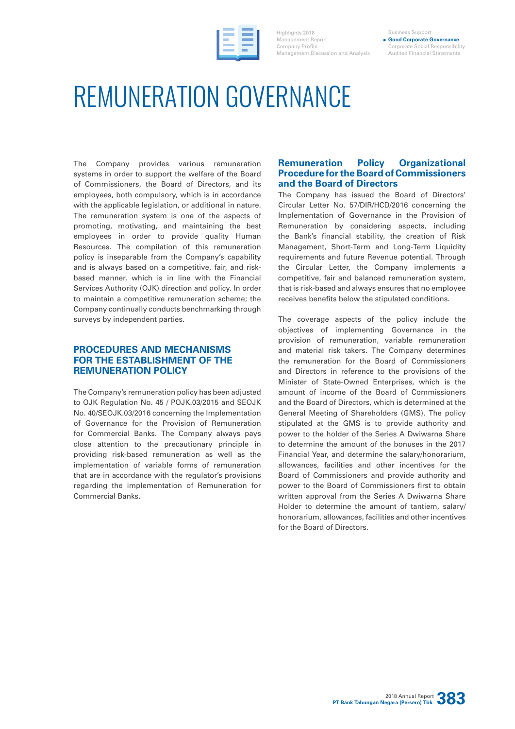# REMUNERATION GOVERNANCE

The Company provides various remuneration systems in order to support the welfare of the Board of Commissioners, the Board of Directors, and its employees, both compulsory, which is in accordance with the applicable legislation, or additional in nature. The remuneration system is one of the aspects of promoting, motivating, and maintaining the best employees in order to provide quality Human Resources. The compilation of this remuneration policy is inseparable from the Company's capability and is always based on a competitive, fair, and risk-based manner, which is in line with the Financial Services Authority (OJK) direction and policy. In order to maintain a competitive remuneration scheme; the Company continually conducts benchmarking through surveys by independent parties.

## PROCEDURES AND MECHANISMS FOR THE ESTABLISHMENT OF THE REMUNERATION POLICY

The Company's remuneration policy has been adjusted to OJK Regulation No. 45 / POJK.03/2015 and SEOJK No. 40/SEOJK.03/2016 concerning the Implementation of Governance for the Provision of Remuneration for Commercial Banks. The Company always pays close attention to the precautionary principle in providing risk-based remuneration as well as the implementation of variable forms of remuneration that are in accordance with the regulator's provisions regarding the implementation of Remuneration for Commercial Banks.

## Remuneration Policy Organizational Procedure for the Board of Commissioners and the Board of Directors

The Company has issued the Board of Directors' Circular Letter No. 57/DIR/HCD/2016 concerning the Implementation of Governance in the Provision of Remuneration by considering aspects, including the Bank's financial stability, the creation of Risk Management, Short-Term and Long-Term Liquidity requirements and future Revenue potential. Through the Circular Letter, the Company implements a competitive, fair and balanced remuneration system, that is risk-based and always ensures that no employee receives benefits below the stipulated conditions.

The coverage aspects of the policy include the objectives of implementing Governance in the provision of remuneration, variable remuneration and material risk takers. The Company determines the remuneration for the Board of Commissioners and Directors in reference to the provisions of the Minister of State-Owned Enterprises, which is the amount of income of the Board of Commissioners and the Board of Directors, which is determined at the General Meeting of Shareholders (GMS). The policy stipulated at the GMS is to provide authority and power to the holder of the Series A Dwiwarna Share to determine the amount of the bonuses in the 2017 Financial Year, and determine the salary/honorarium, allowances, facilities and other incentives for the Board of Commissioners and provide authority and power to the Board of Commissioners first to obtain written approval from the Series A Dwiwarna Share Holder to determine the amount of tantiem, salary/honorarium, allowances, facilities and other incentives for the Board of Directors.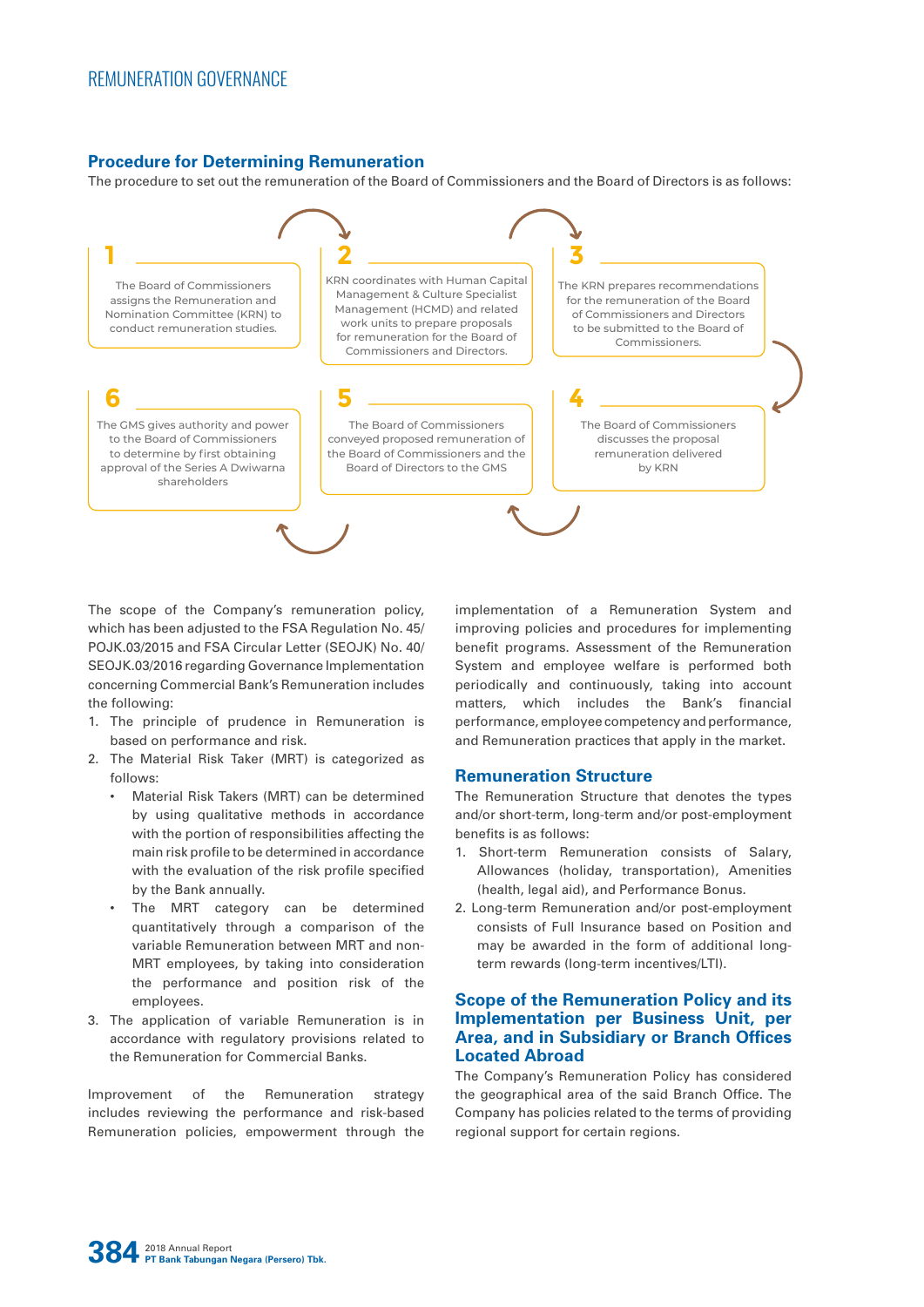## Procedure for Determining Remuneration

The procedure to set out the remuneration of the Board of Commissioners and the Board of Directors is as follows:

1. The Board of Commissioners assigns the Remuneration and Nomination Committee (KRN) to conduct remuneration studies.
2. KRN coordinates with Human Capital Management & Culture Specialist Management (HCMD) and related work units to prepare proposals for remuneration for the Board of Commissioners and Directors.
3. The KRN prepares recommendations for the remuneration of the Board of Commissioners and Directors to be submitted to the Board of Commissioners.
4. The Board of Commissioners discusses the proposal remuneration delivered by KRN
5. The Board of Commissioners conveyed proposed remuneration of the Board of Commissioners and the Board of Directors to the GMS
6. The GMS gives authority and power to the Board of Commissioners to determine by first obtaining approval of the Series A Dwiwarna shareholders

The scope of the Company's remuneration policy, which has been adjusted to the FSA Regulation No. 45/POJK.03/2015 and FSA Circular Letter (SEOJK) No. 40/SEOJK.03/2016 regarding Governance Implementation concerning Commercial Bank's Remuneration includes the following:

1. The principle of prudence in Remuneration is based on performance and risk.
2. The Material Risk Taker (MRT) is categorized as follows:
   - Material Risk Takers (MRT) can be determined by using qualitative methods in accordance with the portion of responsibilities affecting the main risk profile to be determined in accordance with the evaluation of the risk profile specified by the Bank annually.
   - The MRT category can be determined quantitatively through a comparison of the variable Remuneration between MRT and non-MRT employees, by taking into consideration the performance and position risk of the employees.
3. The application of variable Remuneration is in accordance with regulatory provisions related to the Remuneration for Commercial Banks.

Improvement of the Remuneration strategy includes reviewing the performance and risk-based Remuneration policies, empowerment through the implementation of a Remuneration System and improving policies and procedures for implementing benefit programs. Assessment of the Remuneration System and employee welfare is performed both periodically and continuously, taking into account matters, which includes the Bank's financial performance, employee competency and performance, and Remuneration practices that apply in the market.

## Remuneration Structure

The Remuneration Structure that denotes the types and/or short-term, long-term and/or post-employment benefits is as follows:

1. Short-term Remuneration consists of Salary, Allowances (holiday, transportation), Amenities (health, legal aid), and Performance Bonus.
2. Long-term Remuneration and/or post-employment consists of Full Insurance based on Position and may be awarded in the form of additional long-term rewards (long-term incentives/LTI).

## Scope of the Remuneration Policy and its Implementation per Business Unit, per Area, and in Subsidiary or Branch Offices Located Abroad

The Company's Remuneration Policy has considered the geographical area of the said Branch Office. The Company has policies related to the terms of providing regional support for certain regions.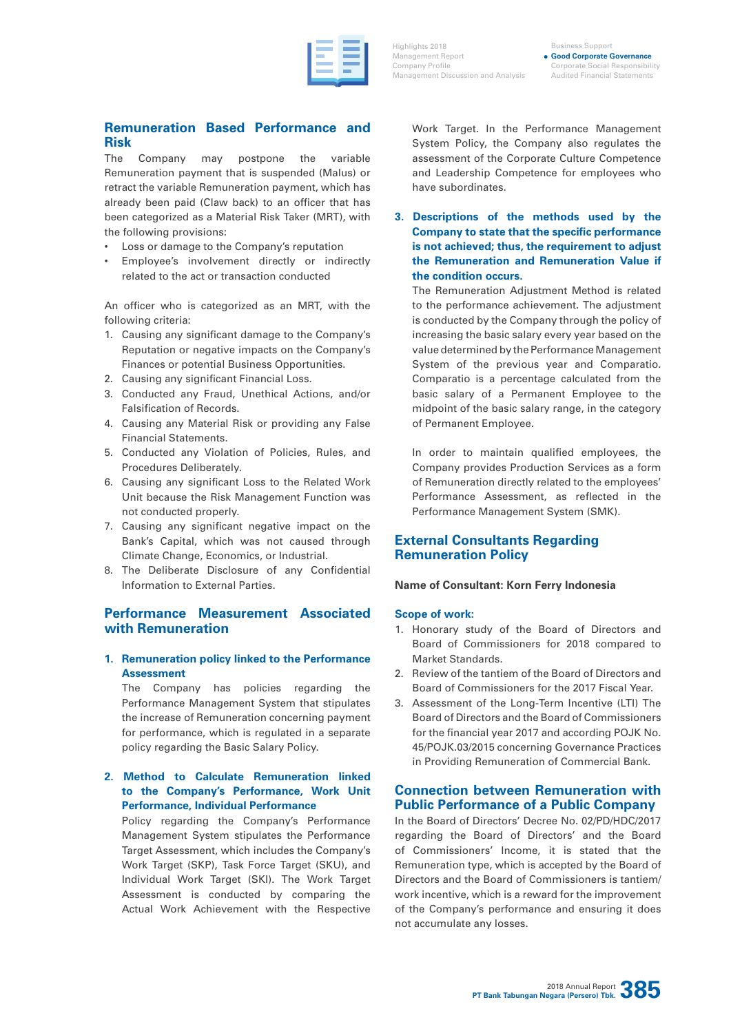## Remuneration Based Performance and Risk

The Company may postpone the variable Remuneration payment that is suspended (Malus) or retract the variable Remuneration payment, which has already been paid (Claw back) to an officer that has been categorized as a Material Risk Taker (MRT), with the following provisions:

- Loss or damage to the Company's reputation
- Employee's involvement directly or indirectly related to the act or transaction conducted

An officer who is categorized as an MRT, with the following criteria:

1. Causing any significant damage to the Company's Reputation or negative impacts on the Company's Finances or potential Business Opportunities.
2. Causing any significant Financial Loss.
3. Conducted any Fraud, Unethical Actions, and/or Falsification of Records.
4. Causing any Material Risk or providing any False Financial Statements.
5. Conducted any Violation of Policies, Rules, and Procedures Deliberately.
6. Causing any significant Loss to the Related Work Unit because the Risk Management Function was not conducted properly.
7. Causing any significant negative impact on the Bank's Capital, which was not caused through Climate Change, Economics, or Industrial.
8. The Deliberate Disclosure of any Confidential Information to External Parties.

## Performance Measurement Associated with Remuneration

### 1. Remuneration policy linked to the Performance Assessment

The Company has policies regarding the Performance Management System that stipulates the increase of Remuneration concerning payment for performance, which is regulated in a separate policy regarding the Basic Salary Policy.

### 2. Method to Calculate Remuneration linked to the Company's Performance, Work Unit Performance, Individual Performance

Policy regarding the Company's Performance Management System stipulates the Performance Target Assessment, which includes the Company's Work Target (SKP), Task Force Target (SKU), and Individual Work Target (SKI). The Work Target Assessment is conducted by comparing the Actual Work Achievement with the Respective Work Target. In the Performance Management System Policy, the Company also regulates the assessment of the Corporate Culture Competence and Leadership Competence for employees who have subordinates.

### 3. Descriptions of the methods used by the Company to state that the specific performance is not achieved; thus, the requirement to adjust the Remuneration and Remuneration Value if the condition occurs.

The Remuneration Adjustment Method is related to the performance achievement. The adjustment is conducted by the Company through the policy of increasing the basic salary every year based on the value determined by the Performance Management System of the previous year and Comparatio. Comparatio is a percentage calculated from the basic salary of a Permanent Employee to the midpoint of the basic salary range, in the category of Permanent Employee.

In order to maintain qualified employees, the Company provides Production Services as a form of Remuneration directly related to the employees' Performance Assessment, as reflected in the Performance Management System (SMK).

## External Consultants Regarding Remuneration Policy

**Name of Consultant: Korn Ferry Indonesia**

**Scope of work:**

1. Honorary study of the Board of Directors and Board of Commissioners for 2018 compared to Market Standards.
2. Review of the tantiem of the Board of Directors and Board of Commissioners for the 2017 Fiscal Year.
3. Assessment of the Long-Term Incentive (LTI) The Board of Directors and the Board of Commissioners for the financial year 2017 and according POJK No. 45/POJK.03/2015 concerning Governance Practices in Providing Remuneration of Commercial Bank.

## Connection between Remuneration with Public Performance of a Public Company

In the Board of Directors' Decree No. 02/PD/HDC/2017 regarding the Board of Directors' and the Board of Commissioners' Income, it is stated that the Remuneration type, which is accepted by the Board of Directors and the Board of Commissioners is tantiem/work incentive, which is a reward for the improvement of the Company's performance and ensuring it does not accumulate any losses.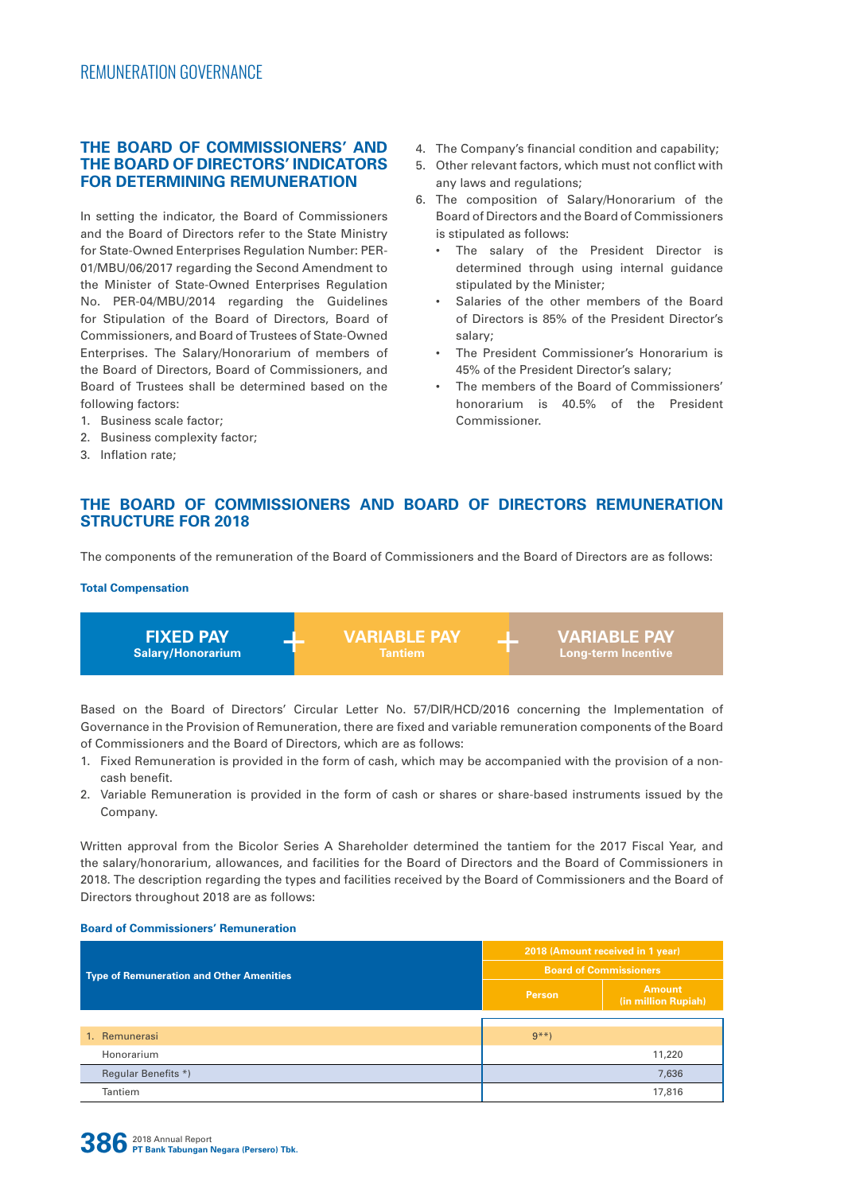## REMUNERATION GOVERNANCE

### THE BOARD OF COMMISSIONERS' AND THE BOARD OF DIRECTORS' INDICATORS FOR DETERMINING REMUNERATION

In setting the indicator, the Board of Commissioners and the Board of Directors refer to the State Ministry for State-Owned Enterprises Regulation Number: PER-01/MBU/06/2017 regarding the Second Amendment to the Minister of State-Owned Enterprises Regulation No. PER-04/MBU/2014 regarding the Guidelines for Stipulation of the Board of Directors, Board of Commissioners, and Board of Trustees of State-Owned Enterprises. The Salary/Honorarium of members of the Board of Directors, Board of Commissioners, and Board of Trustees shall be determined based on the following factors:

1. Business scale factor;
2. Business complexity factor;
3. Inflation rate;
4. The Company's financial condition and capability;
5. Other relevant factors, which must not conflict with any laws and regulations;
6. The composition of Salary/Honorarium of the Board of Directors and the Board of Commissioners is stipulated as follows:
   - The salary of the President Director is determined through using internal guidance stipulated by the Minister;
   - Salaries of the other members of the Board of Directors is 85% of the President Director's salary;
   - The President Commissioner's Honorarium is 45% of the President Director's salary;
   - The members of the Board of Commissioners' honorarium is 40.5% of the President Commissioner.

### THE BOARD OF COMMISSIONERS AND BOARD OF DIRECTORS REMUNERATION STRUCTURE FOR 2018

The components of the remuneration of the Board of Commissioners and the Board of Directors are as follows:

**Total Compensation**

| FIXED PAY Salary/Honorarium | + | VARIABLE PAY Tantiem | + | VARIABLE PAY Long-term Incentive |
|---|---|---|---|---|

Based on the Board of Directors' Circular Letter No. 57/DIR/HCD/2016 concerning the Implementation of Governance in the Provision of Remuneration, there are fixed and variable remuneration components of the Board of Commissioners and the Board of Directors, which are as follows:

1. Fixed Remuneration is provided in the form of cash, which may be accompanied with the provision of a non-cash benefit.
2. Variable Remuneration is provided in the form of cash or shares or share-based instruments issued by the Company.

Written approval from the Bicolor Series A Shareholder determined the tantiem for the 2017 Fiscal Year, and the salary/honorarium, allowances, and facilities for the Board of Directors and the Board of Commissioners in 2018. The description regarding the types and facilities received by the Board of Commissioners and the Board of Directors throughout 2018 are as follows:

**Board of Commissioners' Remuneration**

| Type of Remuneration and Other Amenities | 2018 (Amount received in 1 year) | |
|---|---|---|
| | Board of Commissioners | |
| | Person | Amount (in million Rupiah) |
| 1. Remunerasi | 9**) | |
| Honorarium | | 11,220 |
| Regular Benefits *) | | 7,636 |
| Tantiem | | 17,816 |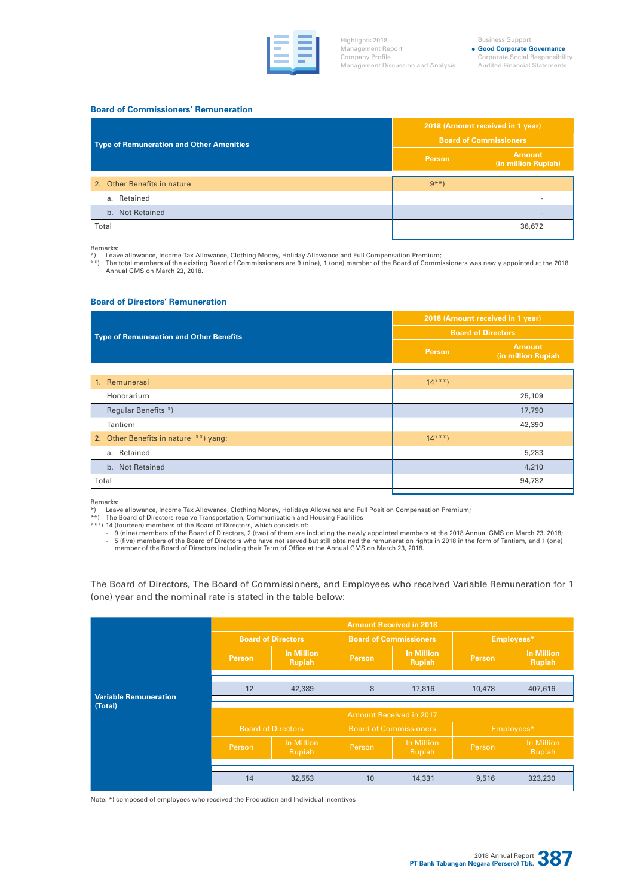### Board of Commissioners' Remuneration

| Type of Remuneration and Other Amenities | 2018 (Amount received in 1 year) | |
|---|---|---|
| | Board of Commissioners | |
| | Person | Amount (in million Rupiah) |
| 2. Other Benefits in nature | 9**) | |
| a. Retained | | - |
| b. Not Retained | | - |
| Total | | 36,672 |

Remarks:
*) Leave allowance, Income Tax Allowance, Clothing Money, Holiday Allowance and Full Compensation Premium;
**) The total members of the existing Board of Commissioners are 9 (nine), 1 (one) member of the Board of Commissioners was newly appointed at the 2018 Annual GMS on March 23, 2018.

### Board of Directors' Remuneration

| Type of Remuneration and Other Benefits | 2018 (Amount received in 1 year) | |
|---|---|---|
| | Board of Directors | |
| | Person | Amount (in million Rupiah) |
| 1. Remunerasi | 14***) | |
| Honorarium | | 25,109 |
| Regular Benefits *) | | 17,790 |
| Tantiem | | 42,390 |
| 2. Other Benefits in nature **) yang: | 14***) | |
| a. Retained | | 5,283 |
| b. Not Retained | | 4,210 |
| Total | | 94,782 |

Remarks:
*) Leave allowance, Income Tax Allowance, Clothing Money, Holidays Allowance and Full Position Compensation Premium;
**) The Board of Directors receive Transportation, Communication and Housing Facilities
***) 14 (fourteen) members of the Board of Directors, which consists of:
- 9 (nine) members of the Board of Directors, 2 (two) of them are including the newly appointed members at the 2018 Annual GMS on March 23, 2018;
- 5 (five) members of the Board of Directors who have not served but still obtained the remuneration rights in 2018 in the form of Tantiem, and 1 (one) member of the Board of Directors including their Term of Office at the Annual GMS on March 23, 2018.

The Board of Directors, The Board of Commissioners, and Employees who received Variable Remuneration for 1 (one) year and the nominal rate is stated in the table below:

| | Amount Received in 2018 | | | | | |
|---|---|---|---|---|---|---|
| | Board of Directors | | Board of Commissioners | | Employees* | |
| | Person | In Million Rupiah | Person | In Million Rupiah | Person | In Million Rupiah |
| Variable Remuneration (Total) | 12 | 42,389 | 8 | 17,816 | 10,478 | 407,616 |
| | Amount Received in 2017 | | | | | |
| | Board of Directors | | Board of Commissioners | | Employees* | |
| | Person | In Million Rupiah | Person | In Million Rupiah | Person | In Million Rupiah |
| | 14 | 32,553 | 10 | 14,331 | 9,516 | 323,230 |

Note: *) composed of employees who received the Production and Individual Incentives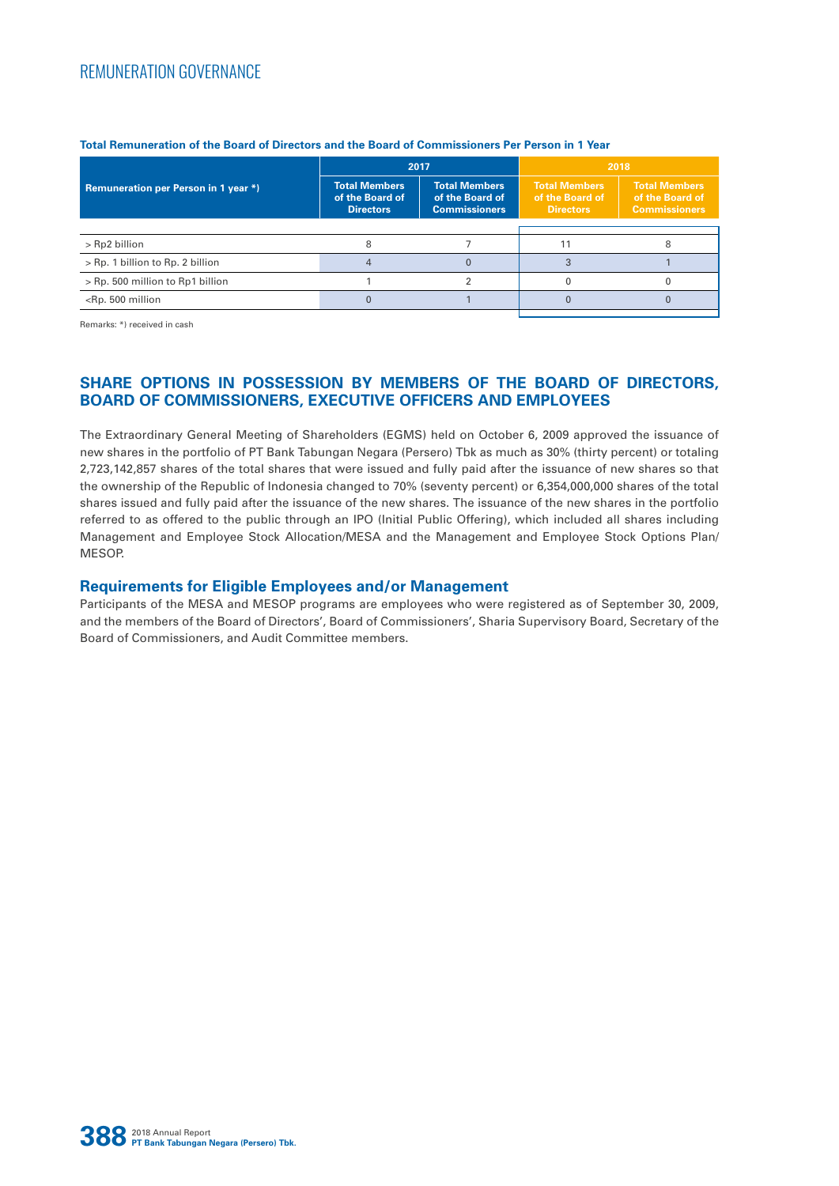# REMUNERATION GOVERNANCE

**Total Remuneration of the Board of Directors and the Board of Commissioners Per Person in 1 Year**

| Remuneration per Person in 1 year *) | 2017 | | 2018 | |
|---|---|---|---|---|
| | Total Members of the Board of Directors | Total Members of the Board of Commissioners | Total Members of the Board of Directors | Total Members of the Board of Commissioners |
| > Rp2 billion | 8 | 7 | 11 | 8 |
| > Rp. 1 billion to Rp. 2 billion | 4 | 0 | 3 | 1 |
| > Rp. 500 million to Rp1 billion | 1 | 2 | 0 | 0 |
| <Rp. 500 million | 0 | 1 | 0 | 0 |

Remarks: *) received in cash

## SHARE OPTIONS IN POSSESSION BY MEMBERS OF THE BOARD OF DIRECTORS, BOARD OF COMMISSIONERS, EXECUTIVE OFFICERS AND EMPLOYEES

The Extraordinary General Meeting of Shareholders (EGMS) held on October 6, 2009 approved the issuance of new shares in the portfolio of PT Bank Tabungan Negara (Persero) Tbk as much as 30% (thirty percent) or totaling 2,723,142,857 shares of the total shares that were issued and fully paid after the issuance of new shares so that the ownership of the Republic of Indonesia changed to 70% (seventy percent) or 6,354,000,000 shares of the total shares issued and fully paid after the issuance of the new shares. The issuance of the new shares in the portfolio referred to as offered to the public through an IPO (Initial Public Offering), which included all shares including Management and Employee Stock Allocation/MESA and the Management and Employee Stock Options Plan/ MESOP.

### Requirements for Eligible Employees and/or Management

Participants of the MESA and MESOP programs are employees who were registered as of September 30, 2009, and the members of the Board of Directors', Board of Commissioners', Sharia Supervisory Board, Secretary of the Board of Commissioners, and Audit Committee members.